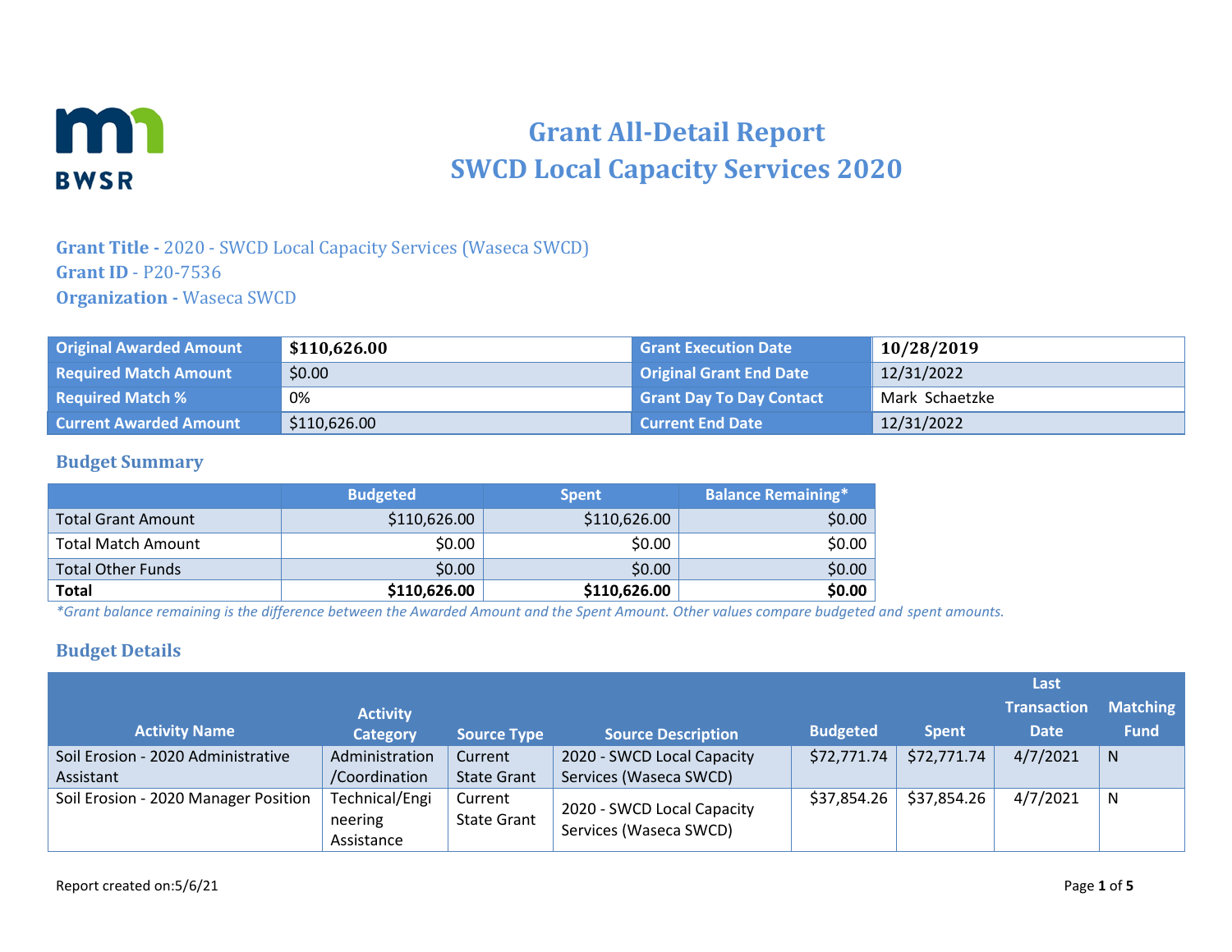# Grant All-Detail Report
# SWCD Local Capacity Services 2020

**Grant Title -** 2020 - SWCD Local Capacity Services (Waseca SWCD)
**Grant ID** - P20-7536
**Organization -** Waseca SWCD

| | | | |
|---|---|---|---|
| **Original Awarded Amount** | **$110,626.00** | **Grant Execution Date** | **10/28/2019** |
| **Required Match Amount** | $0.00 | **Original Grant End Date** | 12/31/2022 |
| **Required Match %** | 0% | **Grant Day To Day Contact** | Mark Schaetzke |
| **Current Awarded Amount** | $110,626.00 | **Current End Date** | 12/31/2022 |

## Budget Summary

| | Budgeted | Spent | Balance Remaining* |
|---|---|---|---|
| Total Grant Amount | $110,626.00 | $110,626.00 | $0.00 |
| Total Match Amount | $0.00 | $0.00 | $0.00 |
| Total Other Funds | $0.00 | $0.00 | $0.00 |
| **Total** | **$110,626.00** | **$110,626.00** | **$0.00** |

*\*Grant balance remaining is the difference between the Awarded Amount and the Spent Amount. Other values compare budgeted and spent amounts.*

## Budget Details

| Activity Name | Activity Category | Source Type | Source Description | Budgeted | Spent | Last Transaction Date | Matching Fund |
|---|---|---|---|---|---|---|---|
| Soil Erosion - 2020 Administrative Assistant | Administration /Coordination | Current State Grant | 2020 - SWCD Local Capacity Services (Waseca SWCD) | $72,771.74 | $72,771.74 | 4/7/2021 | N |
| Soil Erosion - 2020 Manager Position | Technical/Engineering Assistance | Current State Grant | 2020 - SWCD Local Capacity Services (Waseca SWCD) | $37,854.26 | $37,854.26 | 4/7/2021 | N |

Report created on:5/6/21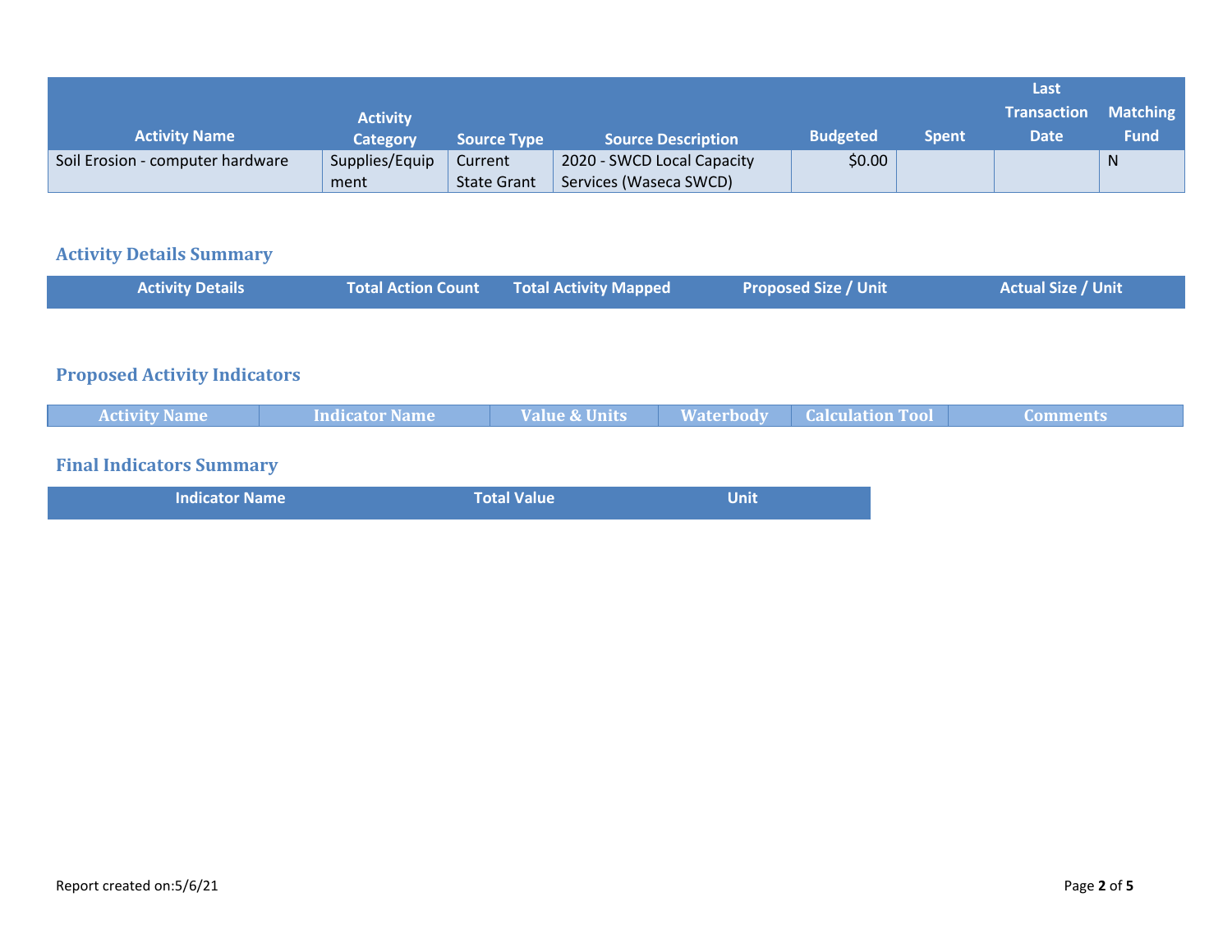| Activity Name | Activity Category | Source Type | Source Description | Budgeted | Spent | Last Transaction Date | Matching Fund |
|---|---|---|---|---|---|---|---|
| Soil Erosion - computer hardware | Supplies/Equipment | Current State Grant | 2020 - SWCD Local Capacity Services (Waseca SWCD) | $0.00 | | | N |

## Activity Details Summary

| Activity Details | Total Action Count | Total Activity Mapped | Proposed Size / Unit | Actual Size / Unit |
|---|---|---|---|---|

## Proposed Activity Indicators

| Activity Name | Indicator Name | Value & Units | Waterbody | Calculation Tool | Comments |
|---|---|---|---|---|---|

## Final Indicators Summary

| Indicator Name | Total Value | Unit |
|---|---|---|

Report created on:5/6/21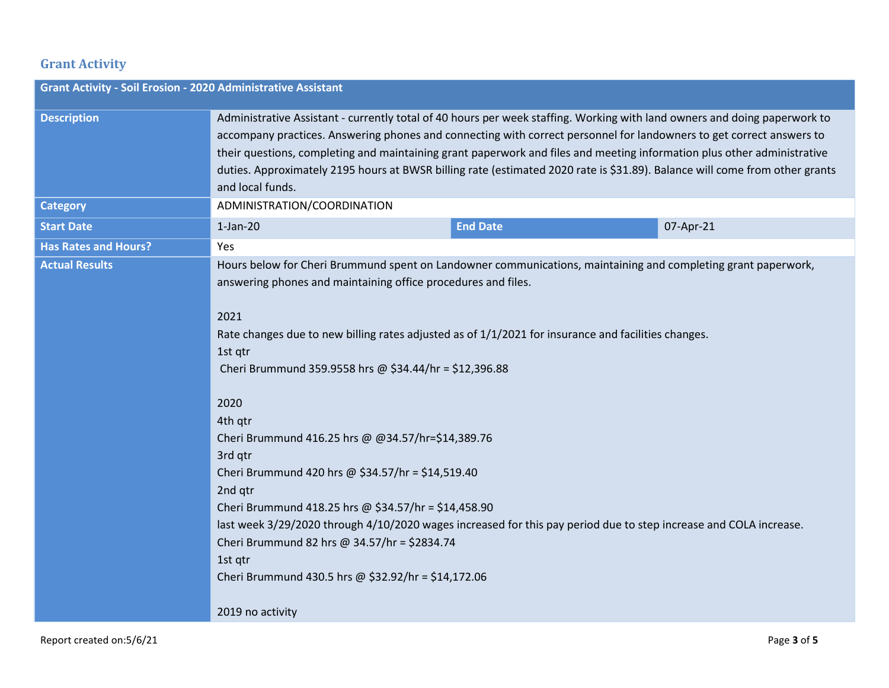## Grant Activity

| Grant Activity - Soil Erosion - 2020 Administrative Assistant | | | |
|---|---|---|---|
| **Description** | Administrative Assistant - currently total of 40 hours per week staffing. Working with land owners and doing paperwork to accompany practices. Answering phones and connecting with correct personnel for landowners to get correct answers to their questions, completing and maintaining grant paperwork and files and meeting information plus other administrative duties. Approximately 2195 hours at BWSR billing rate (estimated 2020 rate is $31.89). Balance will come from other grants and local funds. | | |
| **Category** | ADMINISTRATION/COORDINATION | | |
| **Start Date** | 1-Jan-20 | **End Date** | 07-Apr-21 |
| **Has Rates and Hours?** | Yes | | |
| **Actual Results** | Hours below for Cheri Brummund spent on Landowner communications, maintaining and completing grant paperwork, answering phones and maintaining office procedures and files.<br><br>2021<br>Rate changes due to new billing rates adjusted as of 1/1/2021 for insurance and facilities changes.<br>1st qtr<br>Cheri Brummund 359.9558 hrs @ $34.44/hr = $12,396.88<br><br>2020<br>4th qtr<br>Cheri Brummund 416.25 hrs @ @34.57/hr=$14,389.76<br>3rd qtr<br>Cheri Brummund 420 hrs @ $34.57/hr = $14,519.40<br>2nd qtr<br>Cheri Brummund 418.25 hrs @ $34.57/hr = $14,458.90<br>last week 3/29/2020 through 4/10/2020 wages increased for this pay period due to step increase and COLA increase.<br>Cheri Brummund 82 hrs @ 34.57/hr = $2834.74<br>1st qtr<br>Cheri Brummund 430.5 hrs @ $32.92/hr = $14,172.06<br><br>2019 no activity | | |

Report created on:5/6/21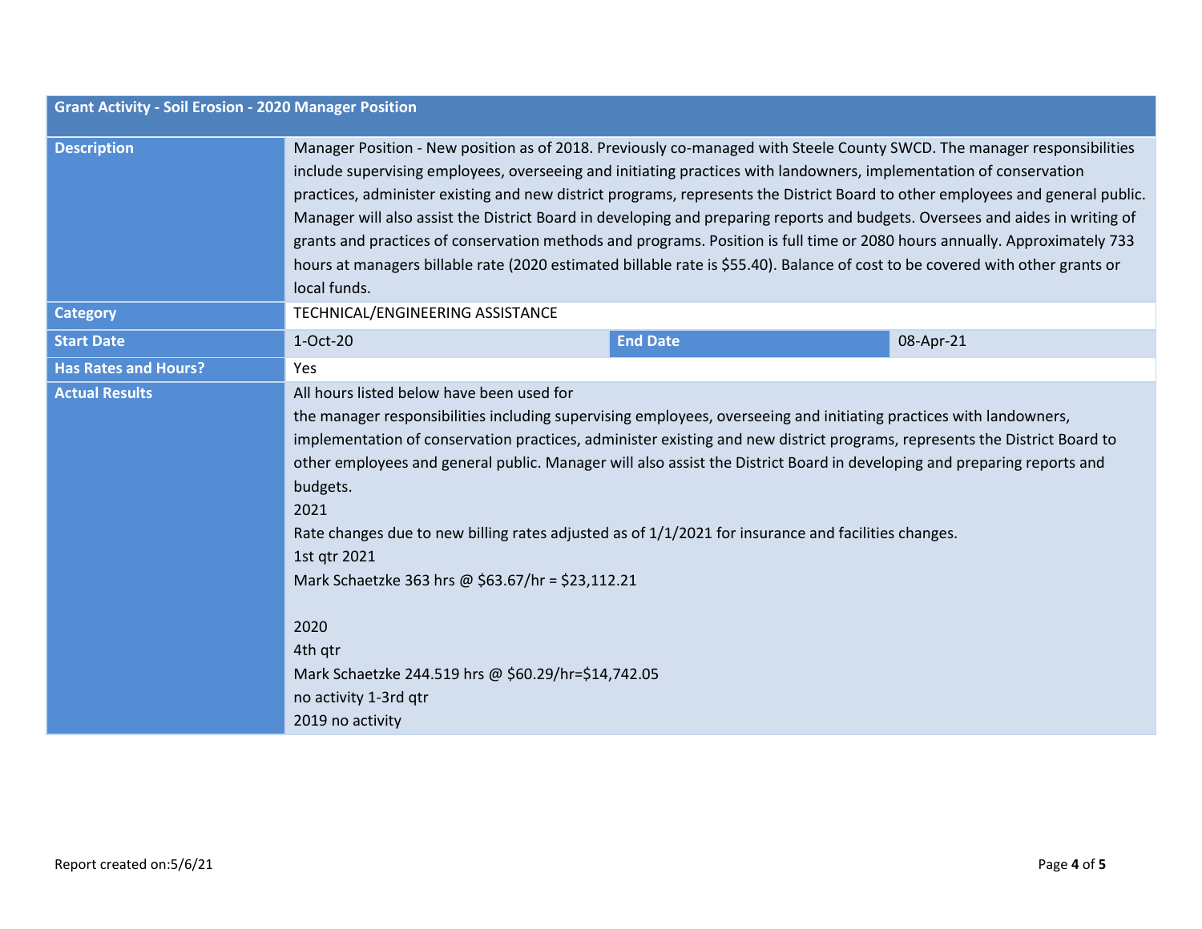| Grant Activity - Soil Erosion - 2020 Manager Position | | | |
|---|---|---|---|
| **Description** | Manager Position - New position as of 2018. Previously co-managed with Steele County SWCD. The manager responsibilities include supervising employees, overseeing and initiating practices with landowners, implementation of conservation practices, administer existing and new district programs, represents the District Board to other employees and general public. Manager will also assist the District Board in developing and preparing reports and budgets. Oversees and aides in writing of grants and practices of conservation methods and programs. Position is full time or 2080 hours annually. Approximately 733 hours at managers billable rate (2020 estimated billable rate is $55.40). Balance of cost to be covered with other grants or local funds. | | |
| **Category** | TECHNICAL/ENGINEERING ASSISTANCE | | |
| **Start Date** | 1-Oct-20 | **End Date** | 08-Apr-21 |
| **Has Rates and Hours?** | Yes | | |
| **Actual Results** | All hours listed below have been used for<br>the manager responsibilities including supervising employees, overseeing and initiating practices with landowners, implementation of conservation practices, administer existing and new district programs, represents the District Board to other employees and general public. Manager will also assist the District Board in developing and preparing reports and budgets.<br>2021<br>Rate changes due to new billing rates adjusted as of 1/1/2021 for insurance and facilities changes.<br>1st qtr 2021<br>Mark Schaetzke 363 hrs @ $63.67/hr = $23,112.21<br><br>2020<br>4th qtr<br>Mark Schaetzke 244.519 hrs @ $60.29/hr=$14,742.05<br>no activity 1-3rd qtr<br>2019 no activity | | |

Report created on:5/6/21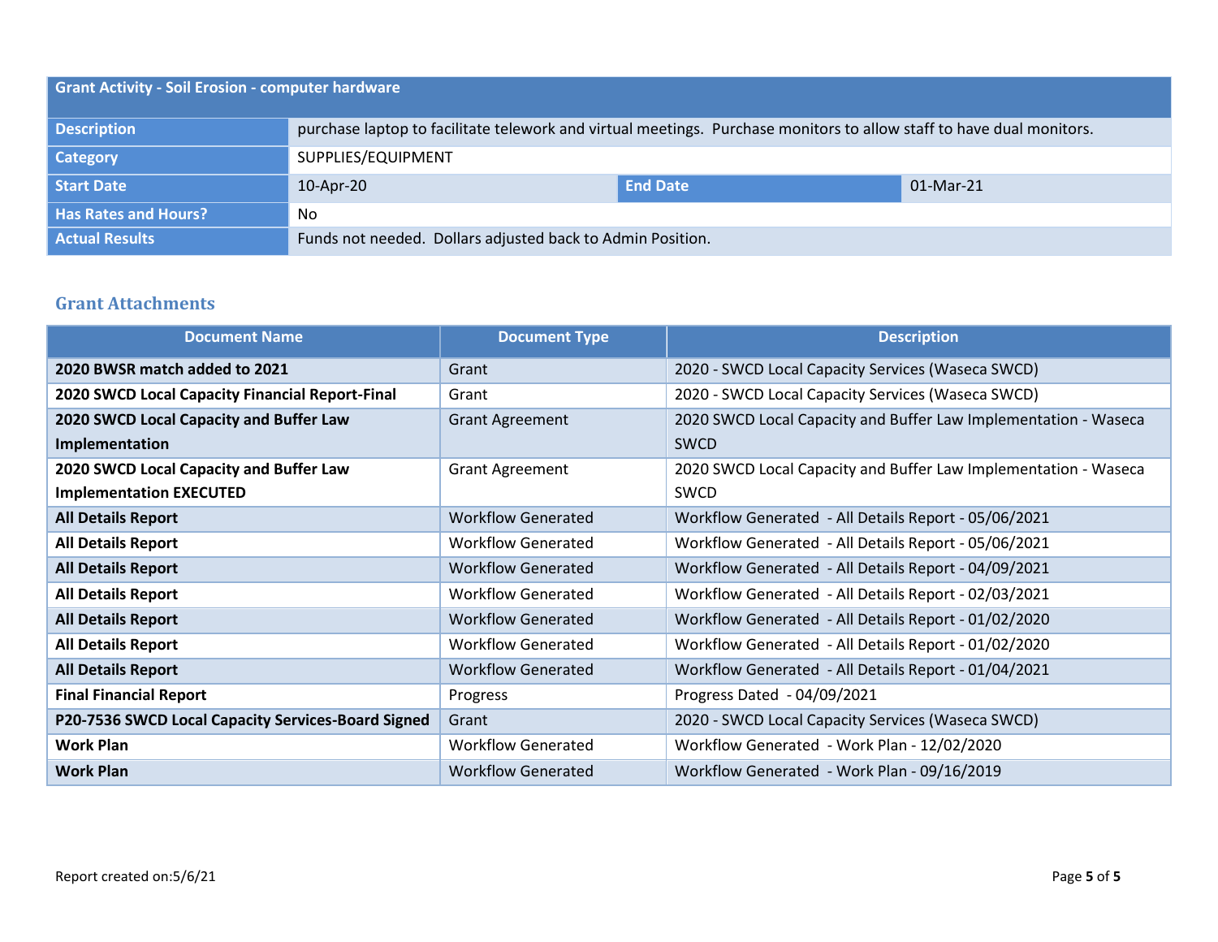| Grant Activity - Soil Erosion - computer hardware | | | |
|---|---|---|---|
| **Description** | purchase laptop to facilitate telework and virtual meetings. Purchase monitors to allow staff to have dual monitors. | | |
| **Category** | SUPPLIES/EQUIPMENT | | |
| **Start Date** | 10-Apr-20 | **End Date** | 01-Mar-21 |
| **Has Rates and Hours?** | No | | |
| **Actual Results** | Funds not needed. Dollars adjusted back to Admin Position. | | |

## Grant Attachments

| Document Name | Document Type | Description |
|---|---|---|
| **2020 BWSR match added to 2021** | Grant | 2020 - SWCD Local Capacity Services (Waseca SWCD) |
| **2020 SWCD Local Capacity Financial Report-Final** | Grant | 2020 - SWCD Local Capacity Services (Waseca SWCD) |
| **2020 SWCD Local Capacity and Buffer Law Implementation** | Grant Agreement | 2020 SWCD Local Capacity and Buffer Law Implementation - Waseca SWCD |
| **2020 SWCD Local Capacity and Buffer Law Implementation EXECUTED** | Grant Agreement | 2020 SWCD Local Capacity and Buffer Law Implementation - Waseca SWCD |
| **All Details Report** | Workflow Generated | Workflow Generated - All Details Report - 05/06/2021 |
| **All Details Report** | Workflow Generated | Workflow Generated - All Details Report - 05/06/2021 |
| **All Details Report** | Workflow Generated | Workflow Generated - All Details Report - 04/09/2021 |
| **All Details Report** | Workflow Generated | Workflow Generated - All Details Report - 02/03/2021 |
| **All Details Report** | Workflow Generated | Workflow Generated - All Details Report - 01/02/2020 |
| **All Details Report** | Workflow Generated | Workflow Generated - All Details Report - 01/02/2020 |
| **All Details Report** | Workflow Generated | Workflow Generated - All Details Report - 01/04/2021 |
| **Final Financial Report** | Progress | Progress Dated - 04/09/2021 |
| **P20-7536 SWCD Local Capacity Services-Board Signed** | Grant | 2020 - SWCD Local Capacity Services (Waseca SWCD) |
| **Work Plan** | Workflow Generated | Workflow Generated - Work Plan - 12/02/2020 |
| **Work Plan** | Workflow Generated | Workflow Generated - Work Plan - 09/16/2019 |

Report created on:5/6/21